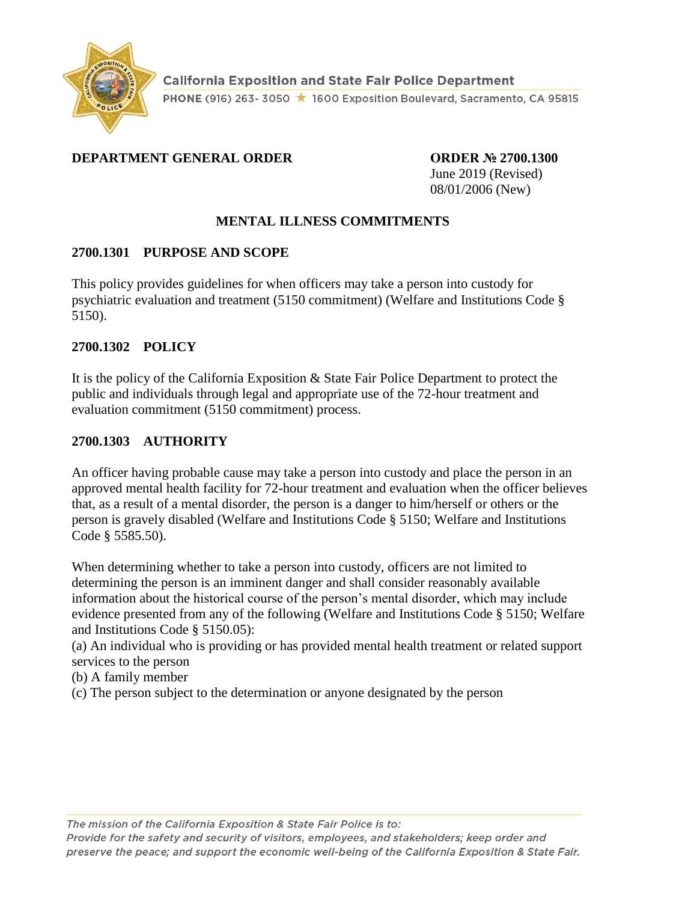California Exposition and State Fair Police Department

PHONE (916) 263- 3050 ★ 1600 Exposition Boulevard, Sacramento, CA 95815

**DEPARTMENT GENERAL ORDER**

**ORDER № 2700.1300**
June 2019 (Revised)
08/01/2006 (New)

# MENTAL ILLNESS COMMITMENTS

## 2700.1301 PURPOSE AND SCOPE

This policy provides guidelines for when officers may take a person into custody for psychiatric evaluation and treatment (5150 commitment) (Welfare and Institutions Code § 5150).

## 2700.1302 POLICY

It is the policy of the California Exposition & State Fair Police Department to protect the public and individuals through legal and appropriate use of the 72-hour treatment and evaluation commitment (5150 commitment) process.

## 2700.1303 AUTHORITY

An officer having probable cause may take a person into custody and place the person in an approved mental health facility for 72-hour treatment and evaluation when the officer believes that, as a result of a mental disorder, the person is a danger to him/herself or others or the person is gravely disabled (Welfare and Institutions Code § 5150; Welfare and Institutions Code § 5585.50).

When determining whether to take a person into custody, officers are not limited to determining the person is an imminent danger and shall consider reasonably available information about the historical course of the person's mental disorder, which may include evidence presented from any of the following (Welfare and Institutions Code § 5150; Welfare and Institutions Code § 5150.05):

(a) An individual who is providing or has provided mental health treatment or related support services to the person
(b) A family member
(c) The person subject to the determination or anyone designated by the person

*The mission of the California Exposition & State Fair Police is to:*
*Provide for the safety and security of visitors, employees, and stakeholders; keep order and preserve the peace; and support the economic well-being of the California Exposition & State Fair.*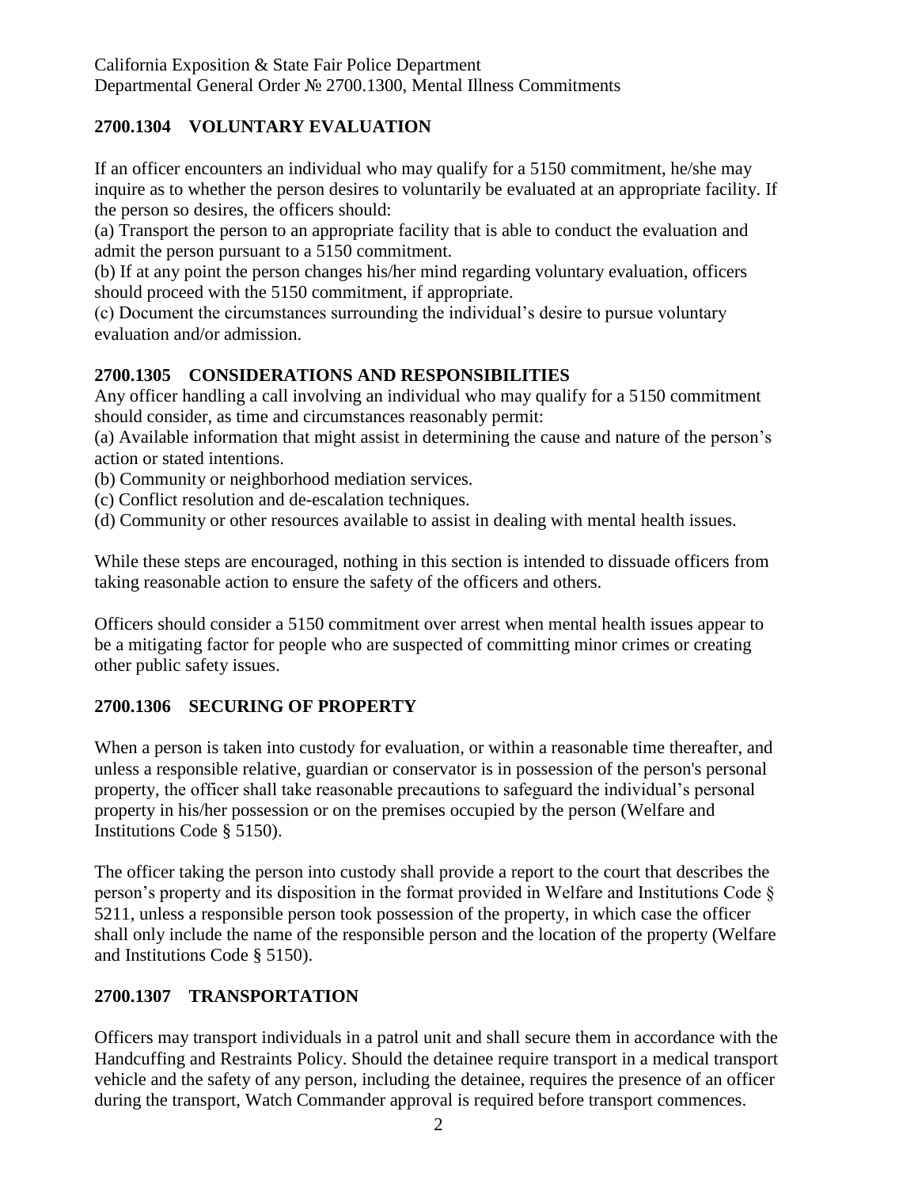## 2700.1304 VOLUNTARY EVALUATION

If an officer encounters an individual who may qualify for a 5150 commitment, he/she may inquire as to whether the person desires to voluntarily be evaluated at an appropriate facility. If the person so desires, the officers should:

(a) Transport the person to an appropriate facility that is able to conduct the evaluation and admit the person pursuant to a 5150 commitment.

(b) If at any point the person changes his/her mind regarding voluntary evaluation, officers should proceed with the 5150 commitment, if appropriate.

(c) Document the circumstances surrounding the individual's desire to pursue voluntary evaluation and/or admission.

## 2700.1305 CONSIDERATIONS AND RESPONSIBILITIES

Any officer handling a call involving an individual who may qualify for a 5150 commitment should consider, as time and circumstances reasonably permit:

(a) Available information that might assist in determining the cause and nature of the person's action or stated intentions.

(b) Community or neighborhood mediation services.

(c) Conflict resolution and de-escalation techniques.

(d) Community or other resources available to assist in dealing with mental health issues.

While these steps are encouraged, nothing in this section is intended to dissuade officers from taking reasonable action to ensure the safety of the officers and others.

Officers should consider a 5150 commitment over arrest when mental health issues appear to be a mitigating factor for people who are suspected of committing minor crimes or creating other public safety issues.

## 2700.1306 SECURING OF PROPERTY

When a person is taken into custody for evaluation, or within a reasonable time thereafter, and unless a responsible relative, guardian or conservator is in possession of the person's personal property, the officer shall take reasonable precautions to safeguard the individual's personal property in his/her possession or on the premises occupied by the person (Welfare and Institutions Code § 5150).

The officer taking the person into custody shall provide a report to the court that describes the person's property and its disposition in the format provided in Welfare and Institutions Code § 5211, unless a responsible person took possession of the property, in which case the officer shall only include the name of the responsible person and the location of the property (Welfare and Institutions Code § 5150).

## 2700.1307 TRANSPORTATION

Officers may transport individuals in a patrol unit and shall secure them in accordance with the Handcuffing and Restraints Policy. Should the detainee require transport in a medical transport vehicle and the safety of any person, including the detainee, requires the presence of an officer during the transport, Watch Commander approval is required before transport commences.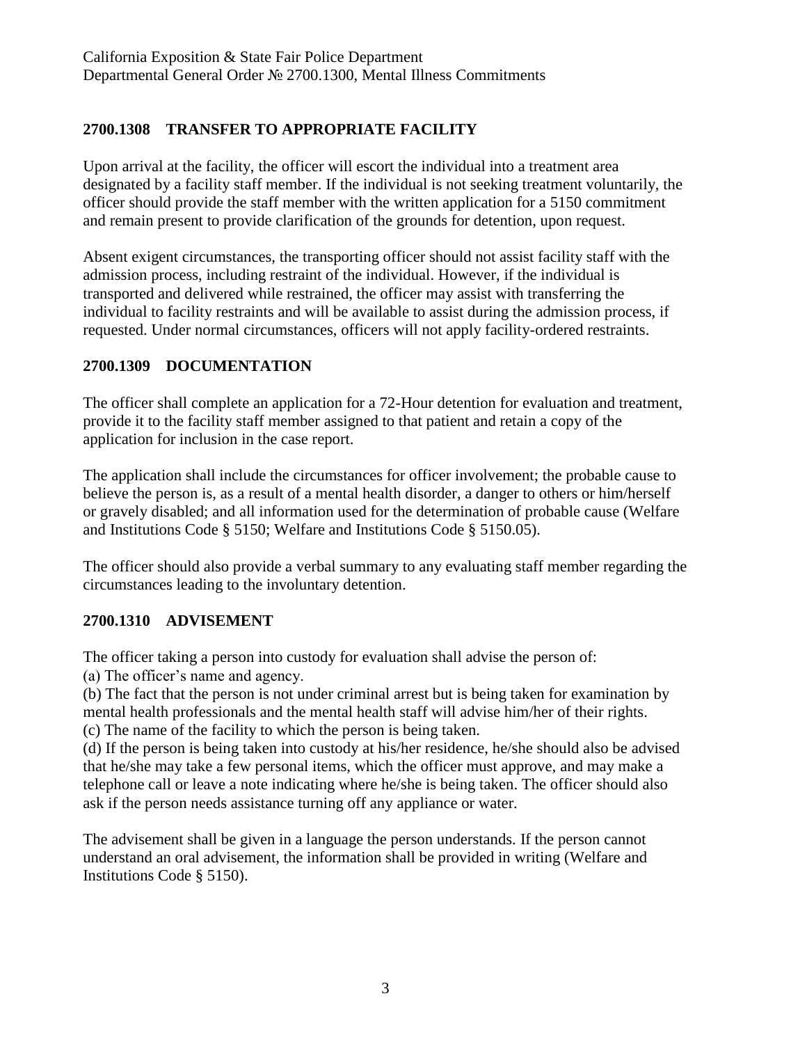## 2700.1308 TRANSFER TO APPROPRIATE FACILITY

Upon arrival at the facility, the officer will escort the individual into a treatment area designated by a facility staff member. If the individual is not seeking treatment voluntarily, the officer should provide the staff member with the written application for a 5150 commitment and remain present to provide clarification of the grounds for detention, upon request.

Absent exigent circumstances, the transporting officer should not assist facility staff with the admission process, including restraint of the individual. However, if the individual is transported and delivered while restrained, the officer may assist with transferring the individual to facility restraints and will be available to assist during the admission process, if requested. Under normal circumstances, officers will not apply facility-ordered restraints.

## 2700.1309 DOCUMENTATION

The officer shall complete an application for a 72-Hour detention for evaluation and treatment, provide it to the facility staff member assigned to that patient and retain a copy of the application for inclusion in the case report.

The application shall include the circumstances for officer involvement; the probable cause to believe the person is, as a result of a mental health disorder, a danger to others or him/herself or gravely disabled; and all information used for the determination of probable cause (Welfare and Institutions Code § 5150; Welfare and Institutions Code § 5150.05).

The officer should also provide a verbal summary to any evaluating staff member regarding the circumstances leading to the involuntary detention.

## 2700.1310 ADVISEMENT

The officer taking a person into custody for evaluation shall advise the person of:

(a) The officer's name and agency.
(b) The fact that the person is not under criminal arrest but is being taken for examination by mental health professionals and the mental health staff will advise him/her of their rights.
(c) The name of the facility to which the person is being taken.
(d) If the person is being taken into custody at his/her residence, he/she should also be advised that he/she may take a few personal items, which the officer must approve, and may make a telephone call or leave a note indicating where he/she is being taken. The officer should also ask if the person needs assistance turning off any appliance or water.

The advisement shall be given in a language the person understands. If the person cannot understand an oral advisement, the information shall be provided in writing (Welfare and Institutions Code § 5150).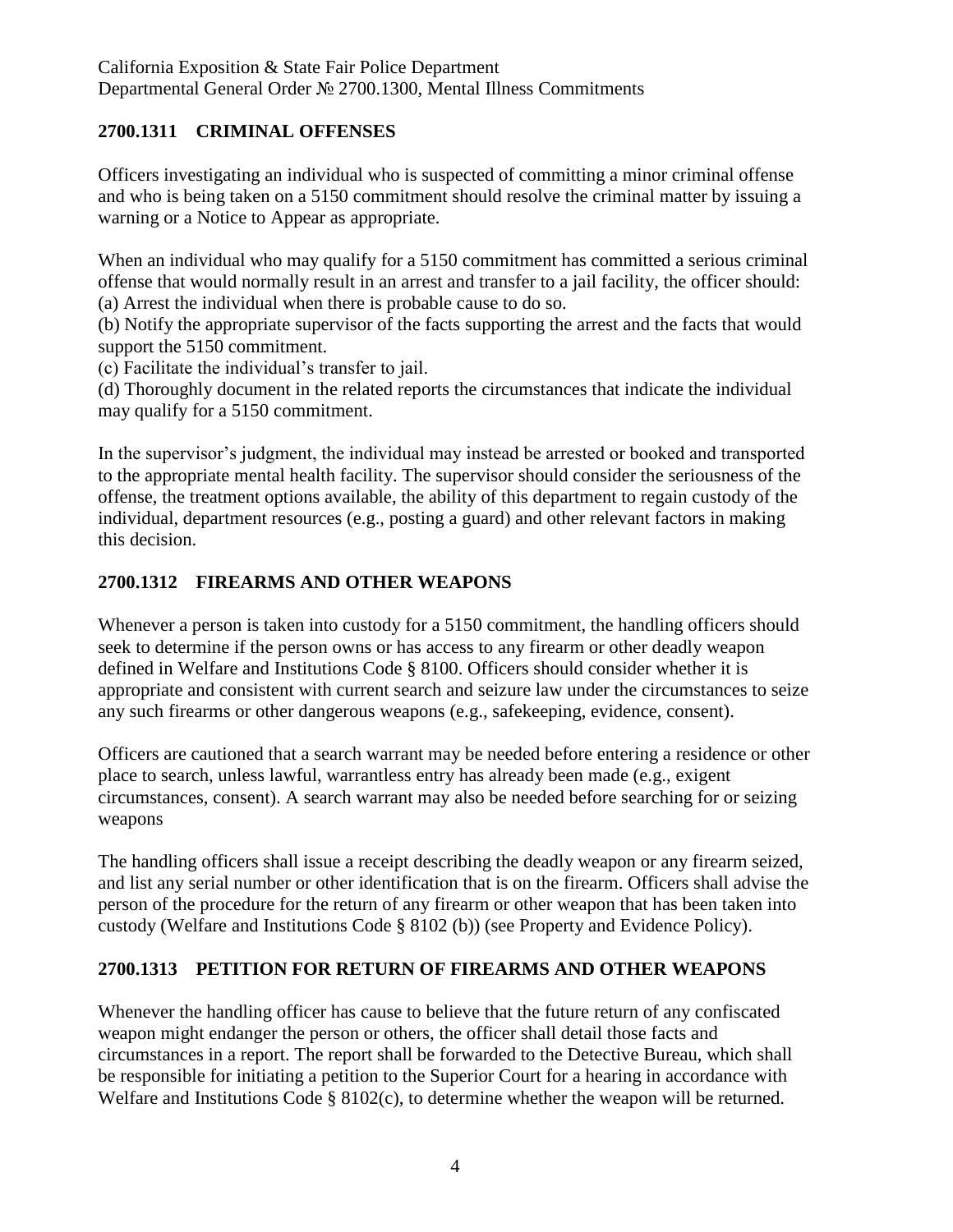## 2700.1311 CRIMINAL OFFENSES

Officers investigating an individual who is suspected of committing a minor criminal offense and who is being taken on a 5150 commitment should resolve the criminal matter by issuing a warning or a Notice to Appear as appropriate.

When an individual who may qualify for a 5150 commitment has committed a serious criminal offense that would normally result in an arrest and transfer to a jail facility, the officer should:

(a) Arrest the individual when there is probable cause to do so.

(b) Notify the appropriate supervisor of the facts supporting the arrest and the facts that would support the 5150 commitment.

(c) Facilitate the individual's transfer to jail.

(d) Thoroughly document in the related reports the circumstances that indicate the individual may qualify for a 5150 commitment.

In the supervisor's judgment, the individual may instead be arrested or booked and transported to the appropriate mental health facility. The supervisor should consider the seriousness of the offense, the treatment options available, the ability of this department to regain custody of the individual, department resources (e.g., posting a guard) and other relevant factors in making this decision.

## 2700.1312 FIREARMS AND OTHER WEAPONS

Whenever a person is taken into custody for a 5150 commitment, the handling officers should seek to determine if the person owns or has access to any firearm or other deadly weapon defined in Welfare and Institutions Code § 8100. Officers should consider whether it is appropriate and consistent with current search and seizure law under the circumstances to seize any such firearms or other dangerous weapons (e.g., safekeeping, evidence, consent).

Officers are cautioned that a search warrant may be needed before entering a residence or other place to search, unless lawful, warrantless entry has already been made (e.g., exigent circumstances, consent). A search warrant may also be needed before searching for or seizing weapons

The handling officers shall issue a receipt describing the deadly weapon or any firearm seized, and list any serial number or other identification that is on the firearm. Officers shall advise the person of the procedure for the return of any firearm or other weapon that has been taken into custody (Welfare and Institutions Code § 8102 (b)) (see Property and Evidence Policy).

## 2700.1313 PETITION FOR RETURN OF FIREARMS AND OTHER WEAPONS

Whenever the handling officer has cause to believe that the future return of any confiscated weapon might endanger the person or others, the officer shall detail those facts and circumstances in a report. The report shall be forwarded to the Detective Bureau, which shall be responsible for initiating a petition to the Superior Court for a hearing in accordance with Welfare and Institutions Code § 8102(c), to determine whether the weapon will be returned.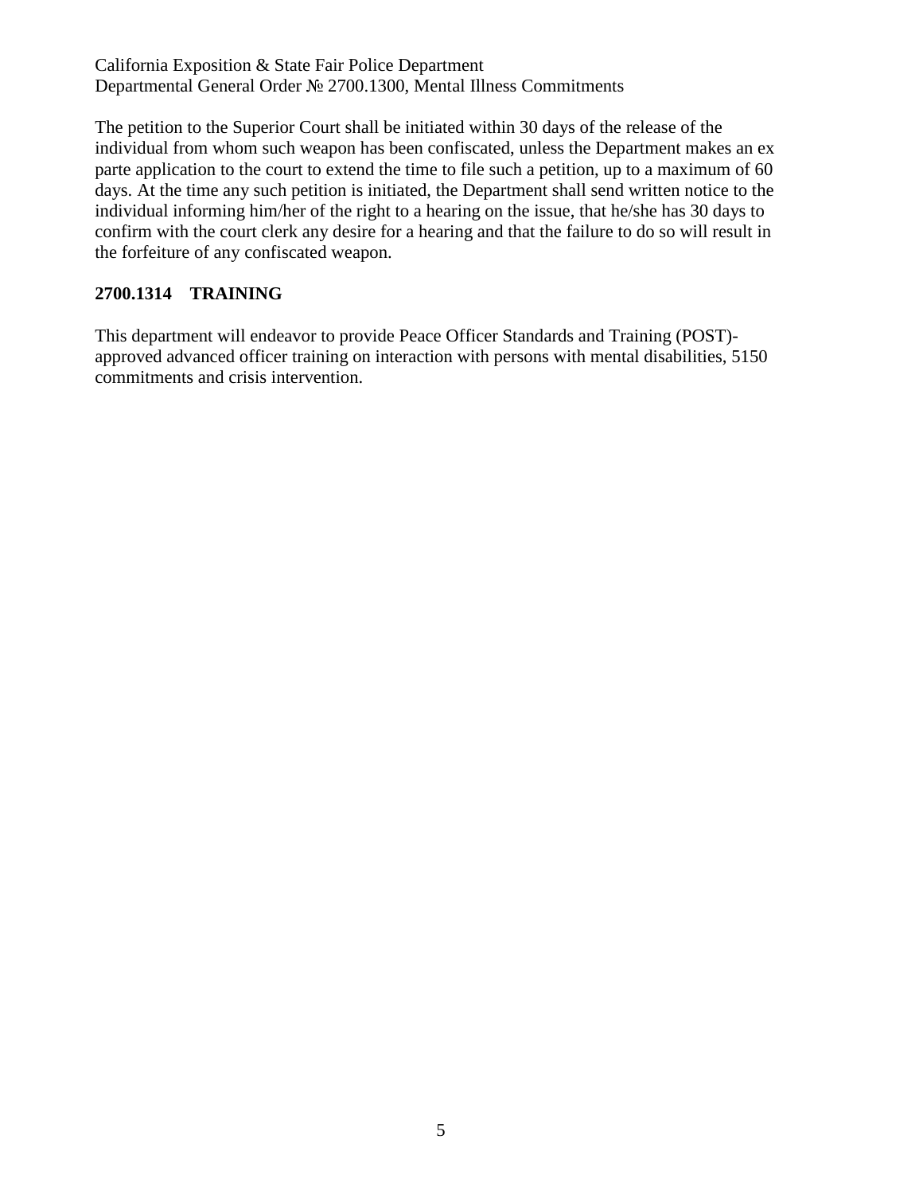The petition to the Superior Court shall be initiated within 30 days of the release of the individual from whom such weapon has been confiscated, unless the Department makes an ex parte application to the court to extend the time to file such a petition, up to a maximum of 60 days. At the time any such petition is initiated, the Department shall send written notice to the individual informing him/her of the right to a hearing on the issue, that he/she has 30 days to confirm with the court clerk any desire for a hearing and that the failure to do so will result in the forfeiture of any confiscated weapon.

## 2700.1314 TRAINING

This department will endeavor to provide Peace Officer Standards and Training (POST)-approved advanced officer training on interaction with persons with mental disabilities, 5150 commitments and crisis intervention.